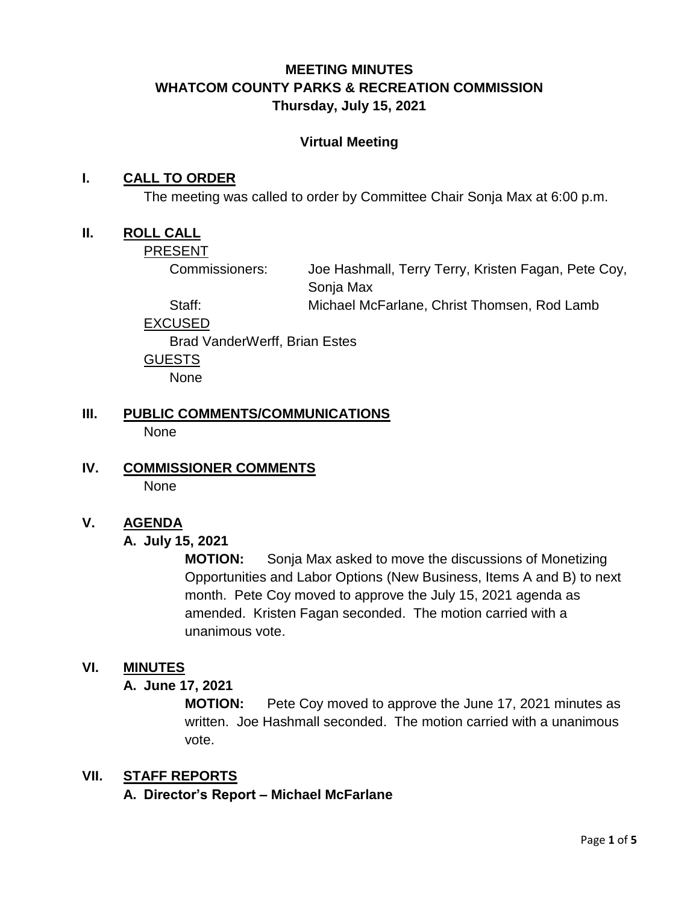# MEETING MINUTES
# WHATCOM COUNTY PARKS & RECREATION COMMISSION
## Thursday, July 15, 2021

### Virtual Meeting

## I. CALL TO ORDER

The meeting was called to order by Committee Chair Sonja Max at 6:00 p.m.

## II. ROLL CALL

PRESENT

Commissioners: Joe Hashmall, Terry Terry, Kristen Fagan, Pete Coy, Sonja Max

Staff: Michael McFarlane, Christ Thomsen, Rod Lamb

EXCUSED

Brad VanderWerff, Brian Estes

GUESTS

None

## III. PUBLIC COMMENTS/COMMUNICATIONS

None

## IV. COMMISSIONER COMMENTS

None

## V. AGENDA

### A. July 15, 2021

**MOTION:** Sonja Max asked to move the discussions of Monetizing Opportunities and Labor Options (New Business, Items A and B) to next month. Pete Coy moved to approve the July 15, 2021 agenda as amended. Kristen Fagan seconded. The motion carried with a unanimous vote.

## VI. MINUTES

### A. June 17, 2021

**MOTION:** Pete Coy moved to approve the June 17, 2021 minutes as written. Joe Hashmall seconded. The motion carried with a unanimous vote.

## VII. STAFF REPORTS

### A. Director's Report – Michael McFarlane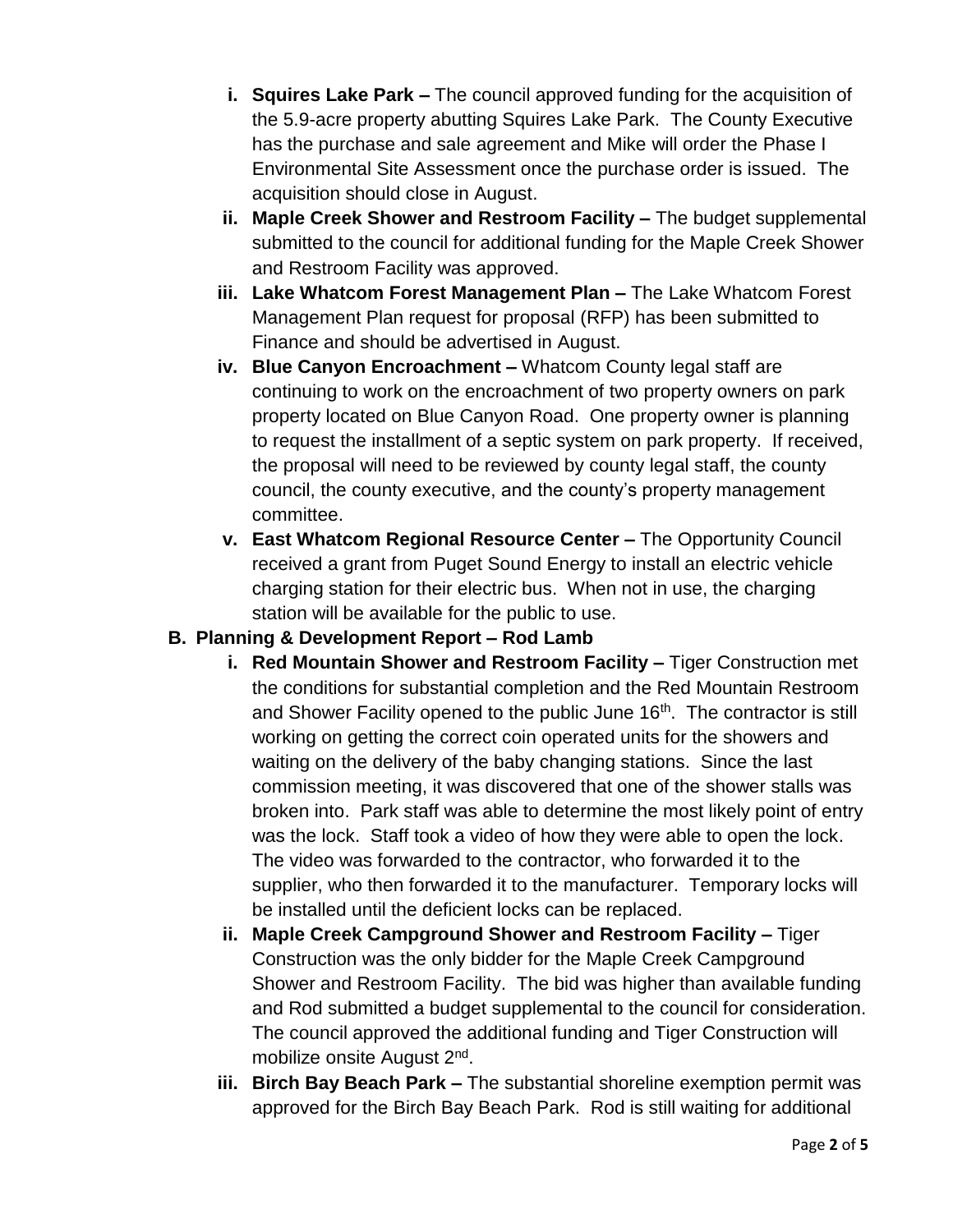- i. **Squires Lake Park –** The council approved funding for the acquisition of the 5.9-acre property abutting Squires Lake Park. The County Executive has the purchase and sale agreement and Mike will order the Phase I Environmental Site Assessment once the purchase order is issued. The acquisition should close in August.
- ii. **Maple Creek Shower and Restroom Facility –** The budget supplemental submitted to the council for additional funding for the Maple Creek Shower and Restroom Facility was approved.
- iii. **Lake Whatcom Forest Management Plan –** The Lake Whatcom Forest Management Plan request for proposal (RFP) has been submitted to Finance and should be advertised in August.
- iv. **Blue Canyon Encroachment –** Whatcom County legal staff are continuing to work on the encroachment of two property owners on park property located on Blue Canyon Road. One property owner is planning to request the installment of a septic system on park property. If received, the proposal will need to be reviewed by county legal staff, the county council, the county executive, and the county's property management committee.
- v. **East Whatcom Regional Resource Center –** The Opportunity Council received a grant from Puget Sound Energy to install an electric vehicle charging station for their electric bus. When not in use, the charging station will be available for the public to use.

**B. Planning & Development Report – Rod Lamb**

- i. **Red Mountain Shower and Restroom Facility –** Tiger Construction met the conditions for substantial completion and the Red Mountain Restroom and Shower Facility opened to the public June 16th. The contractor is still working on getting the correct coin operated units for the showers and waiting on the delivery of the baby changing stations. Since the last commission meeting, it was discovered that one of the shower stalls was broken into. Park staff was able to determine the most likely point of entry was the lock. Staff took a video of how they were able to open the lock. The video was forwarded to the contractor, who forwarded it to the supplier, who then forwarded it to the manufacturer. Temporary locks will be installed until the deficient locks can be replaced.
- ii. **Maple Creek Campground Shower and Restroom Facility –** Tiger Construction was the only bidder for the Maple Creek Campground Shower and Restroom Facility. The bid was higher than available funding and Rod submitted a budget supplemental to the council for consideration. The council approved the additional funding and Tiger Construction will mobilize onsite August 2nd.
- iii. **Birch Bay Beach Park –** The substantial shoreline exemption permit was approved for the Birch Bay Beach Park. Rod is still waiting for additional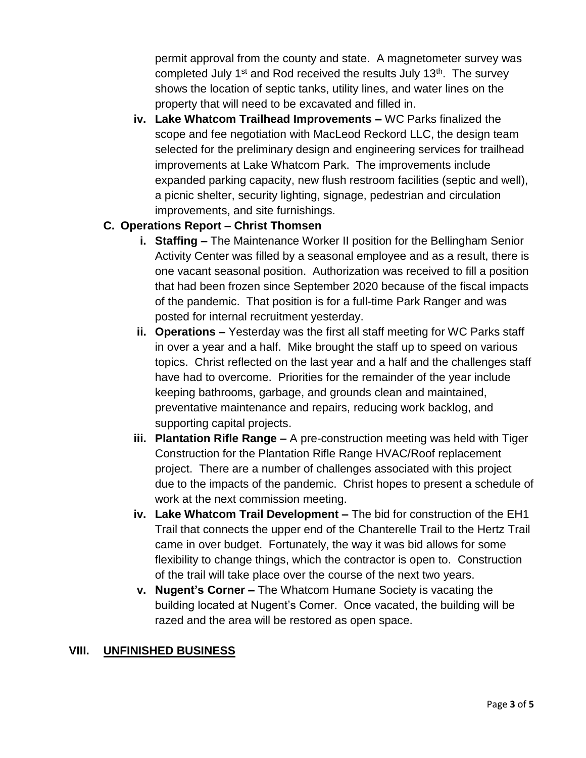permit approval from the county and state. A magnetometer survey was completed July 1st and Rod received the results July 13th. The survey shows the location of septic tanks, utility lines, and water lines on the property that will need to be excavated and filled in.

iv. **Lake Whatcom Trailhead Improvements –** WC Parks finalized the scope and fee negotiation with MacLeod Reckord LLC, the design team selected for the preliminary design and engineering services for trailhead improvements at Lake Whatcom Park. The improvements include expanded parking capacity, new flush restroom facilities (septic and well), a picnic shelter, security lighting, signage, pedestrian and circulation improvements, and site furnishings.

**C. Operations Report – Christ Thomsen**

i. **Staffing –** The Maintenance Worker II position for the Bellingham Senior Activity Center was filled by a seasonal employee and as a result, there is one vacant seasonal position. Authorization was received to fill a position that had been frozen since September 2020 because of the fiscal impacts of the pandemic. That position is for a full-time Park Ranger and was posted for internal recruitment yesterday.

ii. **Operations –** Yesterday was the first all staff meeting for WC Parks staff in over a year and a half. Mike brought the staff up to speed on various topics. Christ reflected on the last year and a half and the challenges staff have had to overcome. Priorities for the remainder of the year include keeping bathrooms, garbage, and grounds clean and maintained, preventative maintenance and repairs, reducing work backlog, and supporting capital projects.

iii. **Plantation Rifle Range –** A pre-construction meeting was held with Tiger Construction for the Plantation Rifle Range HVAC/Roof replacement project. There are a number of challenges associated with this project due to the impacts of the pandemic. Christ hopes to present a schedule of work at the next commission meeting.

iv. **Lake Whatcom Trail Development –** The bid for construction of the EH1 Trail that connects the upper end of the Chanterelle Trail to the Hertz Trail came in over budget. Fortunately, the way it was bid allows for some flexibility to change things, which the contractor is open to. Construction of the trail will take place over the course of the next two years.

v. **Nugent's Corner –** The Whatcom Humane Society is vacating the building located at Nugent's Corner. Once vacated, the building will be razed and the area will be restored as open space.

## VIII. UNFINISHED BUSINESS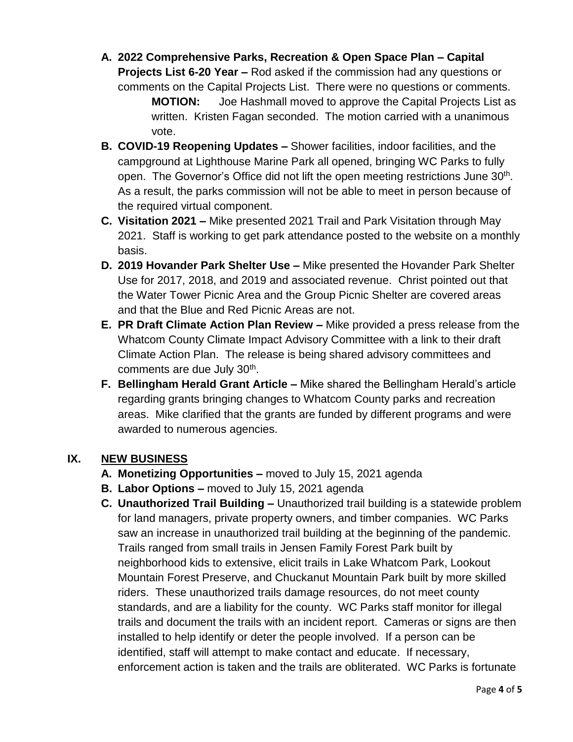**A. 2022 Comprehensive Parks, Recreation & Open Space Plan – Capital Projects List 6-20 Year –** Rod asked if the commission had any questions or comments on the Capital Projects List. There were no questions or comments.

> **MOTION:** Joe Hashmall moved to approve the Capital Projects List as written. Kristen Fagan seconded. The motion carried with a unanimous vote.

**B. COVID-19 Reopening Updates –** Shower facilities, indoor facilities, and the campground at Lighthouse Marine Park all opened, bringing WC Parks to fully open. The Governor's Office did not lift the open meeting restrictions June 30th. As a result, the parks commission will not be able to meet in person because of the required virtual component.

**C. Visitation 2021 –** Mike presented 2021 Trail and Park Visitation through May 2021. Staff is working to get park attendance posted to the website on a monthly basis.

**D. 2019 Hovander Park Shelter Use –** Mike presented the Hovander Park Shelter Use for 2017, 2018, and 2019 and associated revenue. Christ pointed out that the Water Tower Picnic Area and the Group Picnic Shelter are covered areas and that the Blue and Red Picnic Areas are not.

**E. PR Draft Climate Action Plan Review –** Mike provided a press release from the Whatcom County Climate Impact Advisory Committee with a link to their draft Climate Action Plan. The release is being shared advisory committees and comments are due July 30th.

**F. Bellingham Herald Grant Article –** Mike shared the Bellingham Herald's article regarding grants bringing changes to Whatcom County parks and recreation areas. Mike clarified that the grants are funded by different programs and were awarded to numerous agencies.

## IX. NEW BUSINESS

**A. Monetizing Opportunities –** moved to July 15, 2021 agenda

**B. Labor Options –** moved to July 15, 2021 agenda

**C. Unauthorized Trail Building –** Unauthorized trail building is a statewide problem for land managers, private property owners, and timber companies. WC Parks saw an increase in unauthorized trail building at the beginning of the pandemic. Trails ranged from small trails in Jensen Family Forest Park built by neighborhood kids to extensive, elicit trails in Lake Whatcom Park, Lookout Mountain Forest Preserve, and Chuckanut Mountain Park built by more skilled riders. These unauthorized trails damage resources, do not meet county standards, and are a liability for the county. WC Parks staff monitor for illegal trails and document the trails with an incident report. Cameras or signs are then installed to help identify or deter the people involved. If a person can be identified, staff will attempt to make contact and educate. If necessary, enforcement action is taken and the trails are obliterated. WC Parks is fortunate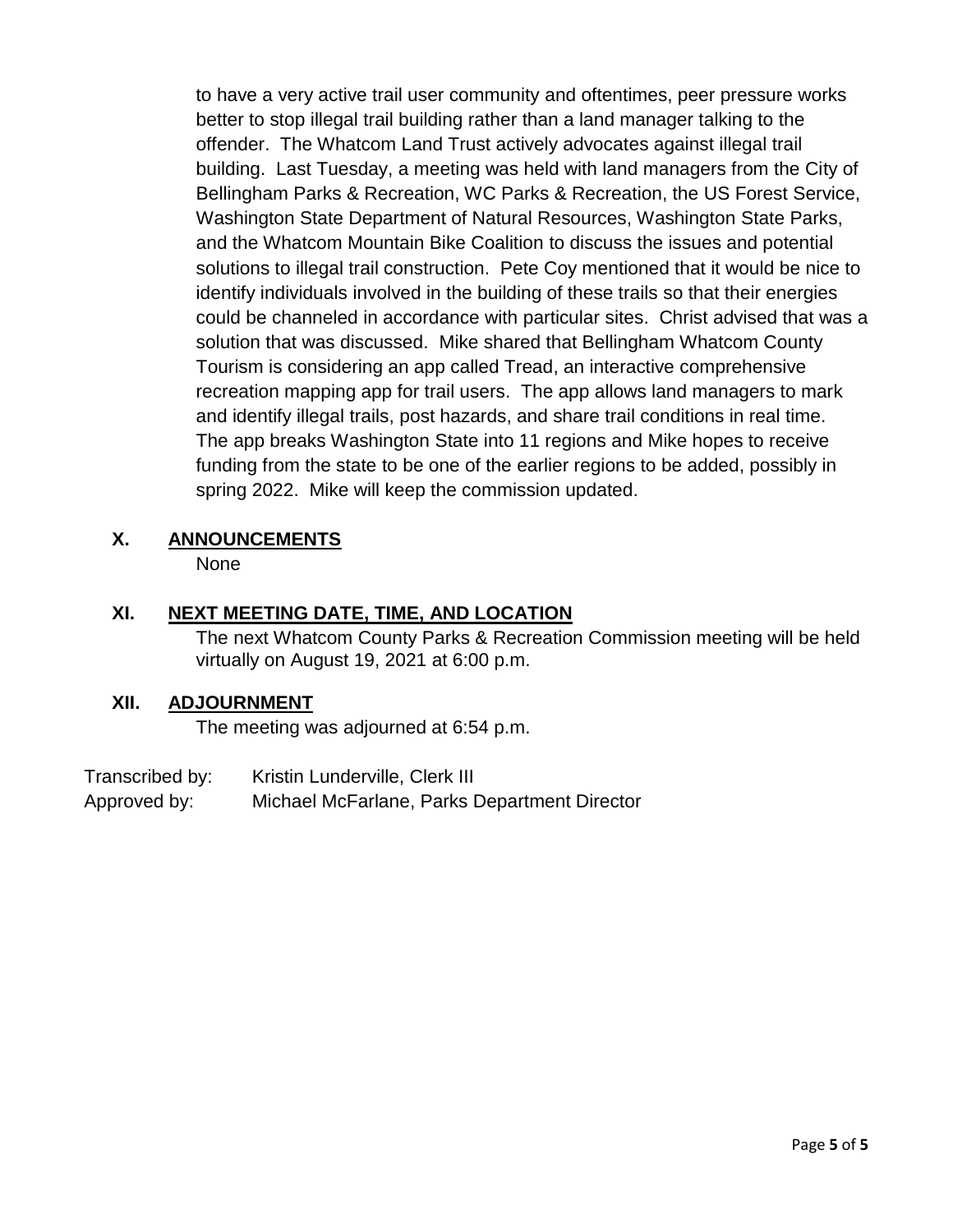to have a very active trail user community and oftentimes, peer pressure works better to stop illegal trail building rather than a land manager talking to the offender. The Whatcom Land Trust actively advocates against illegal trail building. Last Tuesday, a meeting was held with land managers from the City of Bellingham Parks & Recreation, WC Parks & Recreation, the US Forest Service, Washington State Department of Natural Resources, Washington State Parks, and the Whatcom Mountain Bike Coalition to discuss the issues and potential solutions to illegal trail construction. Pete Coy mentioned that it would be nice to identify individuals involved in the building of these trails so that their energies could be channeled in accordance with particular sites. Christ advised that was a solution that was discussed. Mike shared that Bellingham Whatcom County Tourism is considering an app called Tread, an interactive comprehensive recreation mapping app for trail users. The app allows land managers to mark and identify illegal trails, post hazards, and share trail conditions in real time. The app breaks Washington State into 11 regions and Mike hopes to receive funding from the state to be one of the earlier regions to be added, possibly in spring 2022. Mike will keep the commission updated.

## X. ANNOUNCEMENTS

None

## XI. NEXT MEETING DATE, TIME, AND LOCATION

The next Whatcom County Parks & Recreation Commission meeting will be held virtually on August 19, 2021 at 6:00 p.m.

## XII. ADJOURNMENT

The meeting was adjourned at 6:54 p.m.

Transcribed by: Kristin Lunderville, Clerk III
Approved by: Michael McFarlane, Parks Department Director